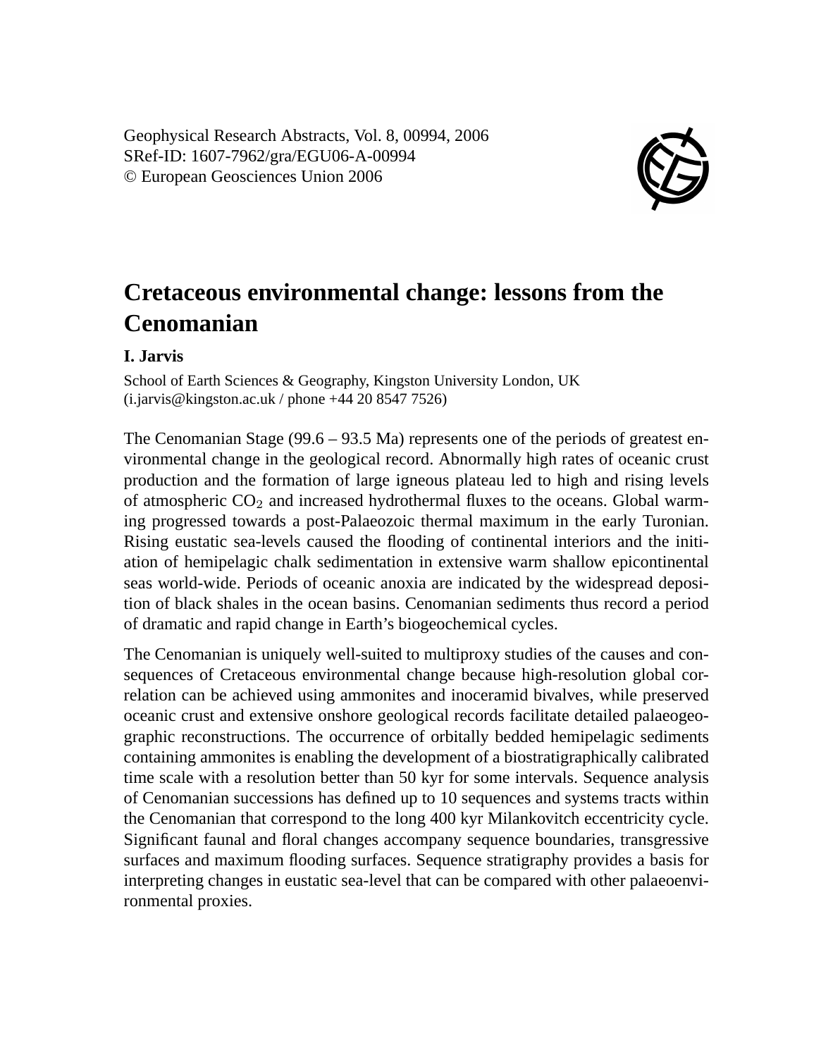Geophysical Research Abstracts, Vol. 8, 00994, 2006
SRef-ID: 1607-7962/gra/EGU06-A-00994
© European Geosciences Union 2006

# Cretaceous environmental change: lessons from the Cenomanian

**I. Jarvis**

School of Earth Sciences & Geography, Kingston University London, UK
(i.jarvis@kingston.ac.uk / phone +44 20 8547 7526)

The Cenomanian Stage (99.6 – 93.5 Ma) represents one of the periods of greatest environmental change in the geological record. Abnormally high rates of oceanic crust production and the formation of large igneous plateau led to high and rising levels of atmospheric $CO_2$ and increased hydrothermal fluxes to the oceans. Global warming progressed towards a post-Palaeozoic thermal maximum in the early Turonian. Rising eustatic sea-levels caused the flooding of continental interiors and the initiation of hemipelagic chalk sedimentation in extensive warm shallow epicontinental seas world-wide. Periods of oceanic anoxia are indicated by the widespread deposition of black shales in the ocean basins. Cenomanian sediments thus record a period of dramatic and rapid change in Earth's biogeochemical cycles.

The Cenomanian is uniquely well-suited to multiproxy studies of the causes and consequences of Cretaceous environmental change because high-resolution global correlation can be achieved using ammonites and inoceramid bivalves, while preserved oceanic crust and extensive onshore geological records facilitate detailed palaeogeographic reconstructions. The occurrence of orbitally bedded hemipelagic sediments containing ammonites is enabling the development of a biostratigraphically calibrated time scale with a resolution better than 50 kyr for some intervals. Sequence analysis of Cenomanian successions has defined up to 10 sequences and systems tracts within the Cenomanian that correspond to the long 400 kyr Milankovitch eccentricity cycle. Significant faunal and floral changes accompany sequence boundaries, transgressive surfaces and maximum flooding surfaces. Sequence stratigraphy provides a basis for interpreting changes in eustatic sea-level that can be compared with other palaeoenvironmental proxies.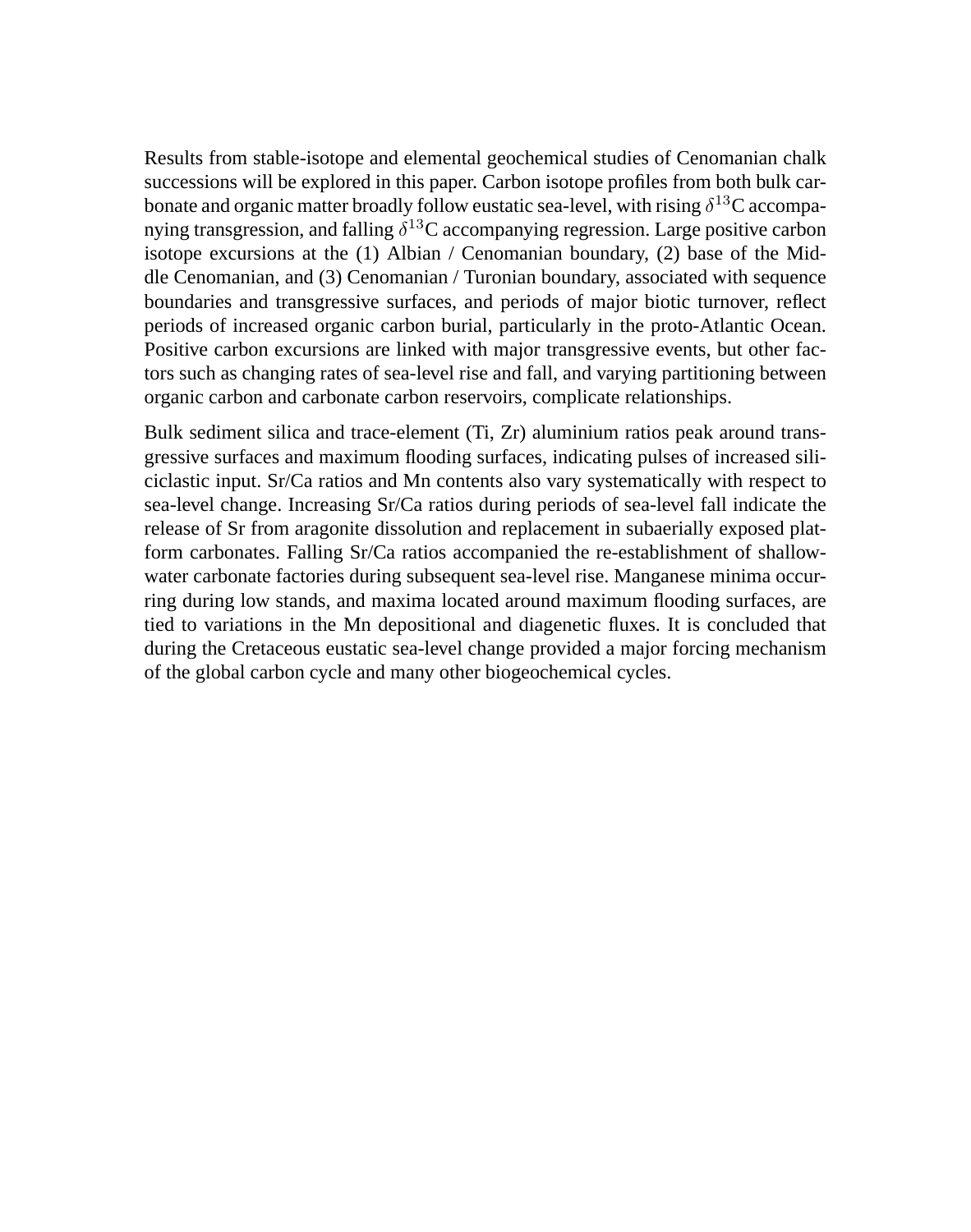Results from stable-isotope and elemental geochemical studies of Cenomanian chalk successions will be explored in this paper. Carbon isotope profiles from both bulk carbonate and organic matter broadly follow eustatic sea-level, with rising $\delta^{13}$C accompanying transgression, and falling $\delta^{13}$C accompanying regression. Large positive carbon isotope excursions at the (1) Albian / Cenomanian boundary, (2) base of the Middle Cenomanian, and (3) Cenomanian / Turonian boundary, associated with sequence boundaries and transgressive surfaces, and periods of major biotic turnover, reflect periods of increased organic carbon burial, particularly in the proto-Atlantic Ocean. Positive carbon excursions are linked with major transgressive events, but other factors such as changing rates of sea-level rise and fall, and varying partitioning between organic carbon and carbonate carbon reservoirs, complicate relationships.

Bulk sediment silica and trace-element (Ti, Zr) aluminium ratios peak around transgressive surfaces and maximum flooding surfaces, indicating pulses of increased siliciclastic input. Sr/Ca ratios and Mn contents also vary systematically with respect to sea-level change. Increasing Sr/Ca ratios during periods of sea-level fall indicate the release of Sr from aragonite dissolution and replacement in subaerially exposed platform carbonates. Falling Sr/Ca ratios accompanied the re-establishment of shallow-water carbonate factories during subsequent sea-level rise. Manganese minima occurring during low stands, and maxima located around maximum flooding surfaces, are tied to variations in the Mn depositional and diagenetic fluxes. It is concluded that during the Cretaceous eustatic sea-level change provided a major forcing mechanism of the global carbon cycle and many other biogeochemical cycles.